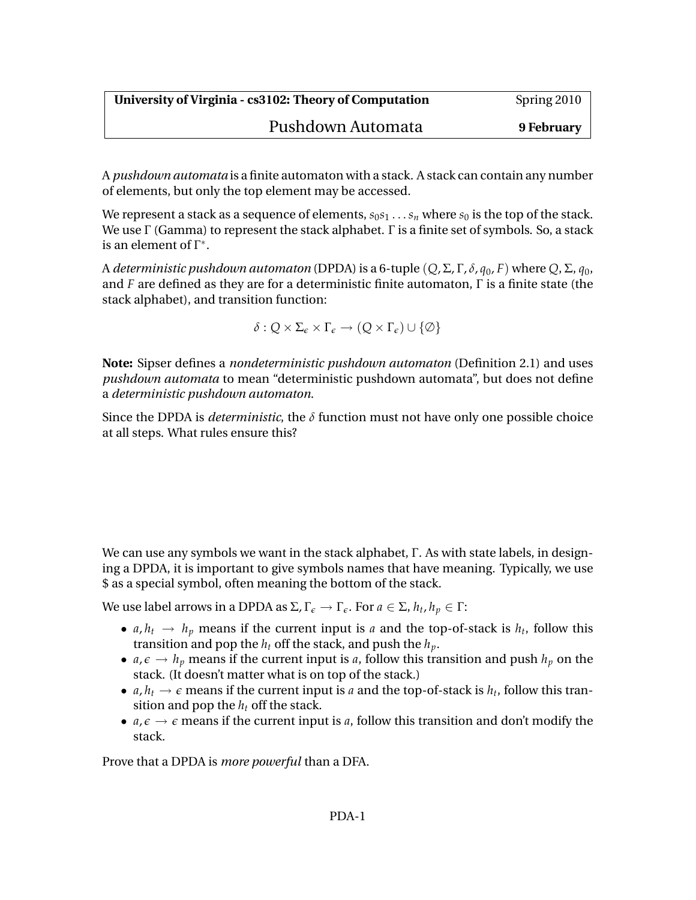| **University of Virginia - cs3102: Theory of Computation** | Spring 2010 |
| --- | --- |
| Pushdown Automata | **9 February** |

A *pushdown automata* is a finite automaton with a stack. A stack can contain any number of elements, but only the top element may be accessed.

We represent a stack as a sequence of elements, $s_0 s_1 \ldots s_n$ where $s_0$ is the top of the stack. We use $\Gamma$ (Gamma) to represent the stack alphabet. $\Gamma$ is a finite set of symbols. So, a stack is an element of $\Gamma^*$.

A *deterministic pushdown automaton* (DPDA) is a 6-tuple $(Q, \Sigma, \Gamma, \delta, q_0, F)$ where $Q$, $\Sigma$, $q_0$, and $F$ are defined as they are for a deterministic finite automaton, $\Gamma$ is a finite state (the stack alphabet), and transition function:

$$\delta : Q \times \Sigma_\epsilon \times \Gamma_\epsilon \rightarrow (Q \times \Gamma_\epsilon) \cup \{\emptyset\}$$

**Note:** Sipser defines a *nondeterministic pushdown automaton* (Definition 2.1) and uses *pushdown automata* to mean "deterministic pushdown automata", but does not define a *deterministic pushdown automaton*.

Since the DPDA is *deterministic*, the $\delta$ function must not have only one possible choice at all steps. What rules ensure this?

We can use any symbols we want in the stack alphabet, $\Gamma$. As with state labels, in designing a DPDA, it is important to give symbols names that have meaning. Typically, we use $ as a special symbol, often meaning the bottom of the stack.

We use label arrows in a DPDA as $\Sigma, \Gamma_\epsilon \rightarrow \Gamma_\epsilon$. For $a \in \Sigma$, $h_t, h_p \in \Gamma$:

- $a, h_t \rightarrow h_p$ means if the current input is $a$ and the top-of-stack is $h_t$, follow this transition and pop the $h_t$ off the stack, and push the $h_p$.
- $a, \epsilon \rightarrow h_p$ means if the current input is $a$, follow this transition and push $h_p$ on the stack. (It doesn't matter what is on top of the stack.)
- $a, h_t \rightarrow \epsilon$ means if the current input is $a$ and the top-of-stack is $h_t$, follow this transition and pop the $h_t$ off the stack.
- $a, \epsilon \rightarrow \epsilon$ means if the current input is $a$, follow this transition and don't modify the stack.

Prove that a DPDA is *more powerful* than a DFA.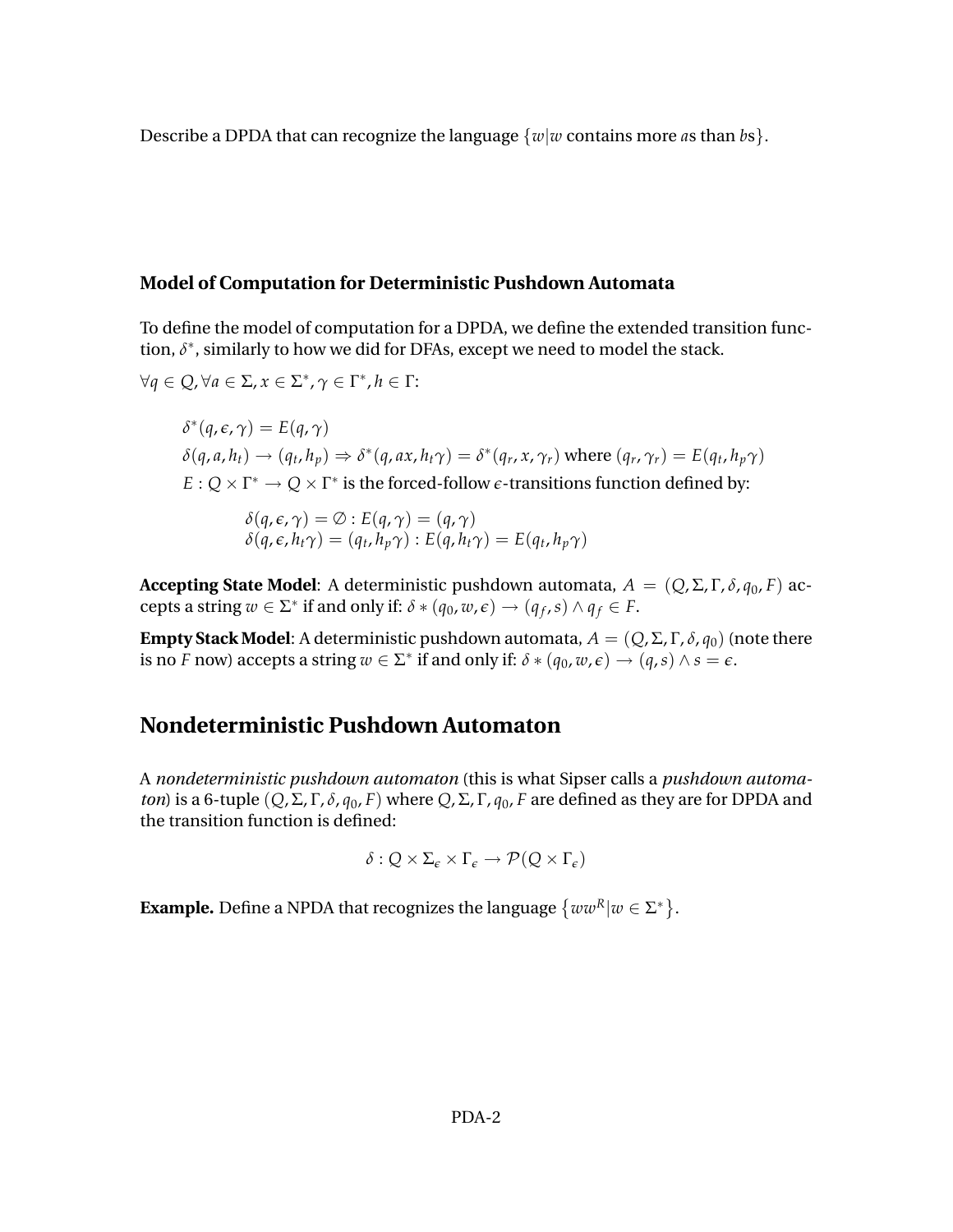Describe a DPDA that can recognize the language $\{w|w$ contains more $a$s than $b$s$\}$.

### Model of Computation for Deterministic Pushdown Automata

To define the model of computation for a DPDA, we define the extended transition function, $\delta^*$, similarly to how we did for DFAs, except we need to model the stack.

$\forall q \in Q, \forall a \in \Sigma, x \in \Sigma^*, \gamma \in \Gamma^*, h \in \Gamma$:

$$\delta^*(q, \epsilon, \gamma) = E(q, \gamma)$$

$\delta(q, a, h_t) \rightarrow (q_t, h_p) \Rightarrow \delta^*(q, ax, h_t\gamma) = \delta^*(q_r, x, \gamma_r)$ where $(q_r, \gamma_r) = E(q_t, h_p\gamma)$

$E : Q \times \Gamma^* \rightarrow Q \times \Gamma^*$ is the forced-follow $\epsilon$-transitions function defined by:

$$\delta(q, \epsilon, \gamma) = \emptyset : E(q, \gamma) = (q, \gamma)$$
$$\delta(q, \epsilon, h_t\gamma) = (q_t, h_p\gamma) : E(q, h_t\gamma) = E(q_t, h_p\gamma)$$

**Accepting State Model**: A deterministic pushdown automata, $A = (Q, \Sigma, \Gamma, \delta, q_0, F)$ accepts a string $w \in \Sigma^*$ if and only if: $\delta * (q_0, w, \epsilon) \rightarrow (q_f, s) \wedge q_f \in F$.

**Empty Stack Model**: A deterministic pushdown automata, $A = (Q, \Sigma, \Gamma, \delta, q_0)$ (note there is no $F$ now) accepts a string $w \in \Sigma^*$ if and only if: $\delta * (q_0, w, \epsilon) \rightarrow (q, s) \wedge s = \epsilon$.

## Nondeterministic Pushdown Automaton

A *nondeterministic pushdown automaton* (this is what Sipser calls a *pushdown automaton*) is a 6-tuple $(Q, \Sigma, \Gamma, \delta, q_0, F)$ where $Q, \Sigma, \Gamma, q_0, F$ are defined as they are for DPDA and the transition function is defined:

$$\delta : Q \times \Sigma_\epsilon \times \Gamma_\epsilon \rightarrow \mathcal{P}(Q \times \Gamma_\epsilon)$$

**Example.** Define a NPDA that recognizes the language $\{ww^R | w \in \Sigma^*\}$.